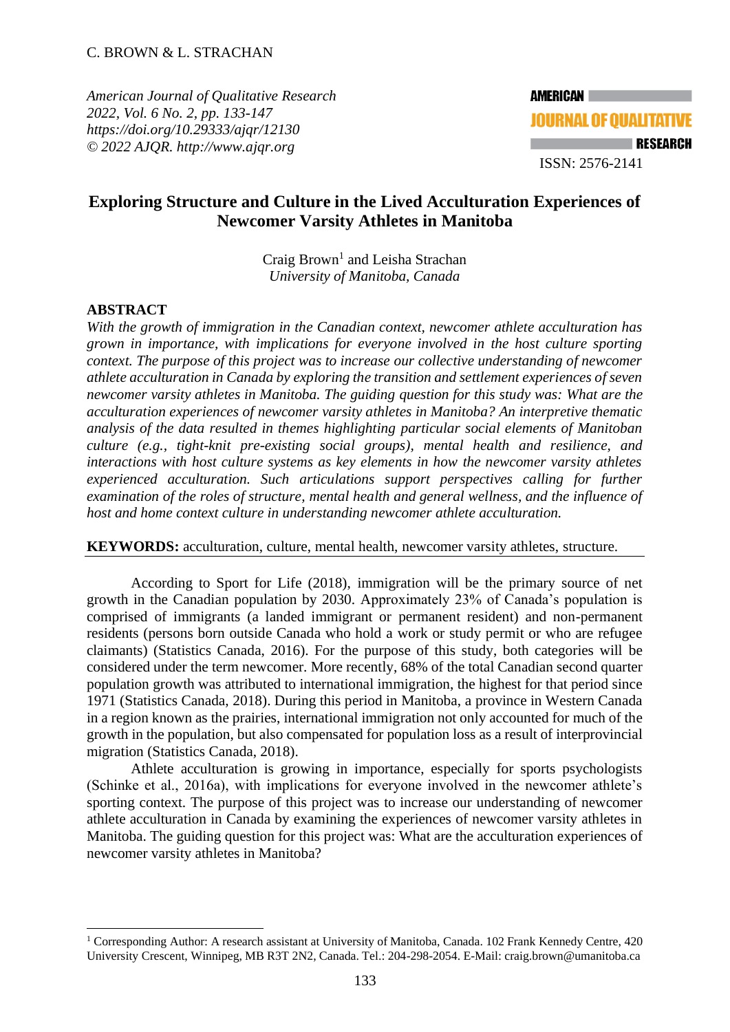# Exploring Structure and Culture in the Lived Acculturation Experiences of Newcomer Varsity Athletes in Manitoba

Craig Brown[1] and Leisha Strachan
*University of Manitoba, Canada*

## ABSTRACT

*With the growth of immigration in the Canadian context, newcomer athlete acculturation has grown in importance, with implications for everyone involved in the host culture sporting context. The purpose of this project was to increase our collective understanding of newcomer athlete acculturation in Canada by exploring the transition and settlement experiences of seven newcomer varsity athletes in Manitoba. The guiding question for this study was: What are the acculturation experiences of newcomer varsity athletes in Manitoba? An interpretive thematic analysis of the data resulted in themes highlighting particular social elements of Manitoban culture (e.g., tight-knit pre-existing social groups), mental health and resilience, and interactions with host culture systems as key elements in how the newcomer varsity athletes experienced acculturation. Such articulations support perspectives calling for further examination of the roles of structure, mental health and general wellness, and the influence of host and home context culture in understanding newcomer athlete acculturation.*

**KEYWORDS:** acculturation, culture, mental health, newcomer varsity athletes, structure.

According to Sport for Life (2018), immigration will be the primary source of net growth in the Canadian population by 2030. Approximately 23% of Canada's population is comprised of immigrants (a landed immigrant or permanent resident) and non-permanent residents (persons born outside Canada who hold a work or study permit or who are refugee claimants) (Statistics Canada, 2016). For the purpose of this study, both categories will be considered under the term newcomer. More recently, 68% of the total Canadian second quarter population growth was attributed to international immigration, the highest for that period since 1971 (Statistics Canada, 2018). During this period in Manitoba, a province in Western Canada in a region known as the prairies, international immigration not only accounted for much of the growth in the population, but also compensated for population loss as a result of interprovincial migration (Statistics Canada, 2018).

Athlete acculturation is growing in importance, especially for sports psychologists (Schinke et al., 2016a), with implications for everyone involved in the newcomer athlete's sporting context. The purpose of this project was to increase our understanding of newcomer athlete acculturation in Canada by examining the experiences of newcomer varsity athletes in Manitoba. The guiding question for this project was: What are the acculturation experiences of newcomer varsity athletes in Manitoba?

---

[1] Corresponding Author: A research assistant at University of Manitoba, Canada. 102 Frank Kennedy Centre, 420 University Crescent, Winnipeg, MB R3T 2N2, Canada. Tel.: 204-298-2054. E-Mail: craig.brown@umanitoba.ca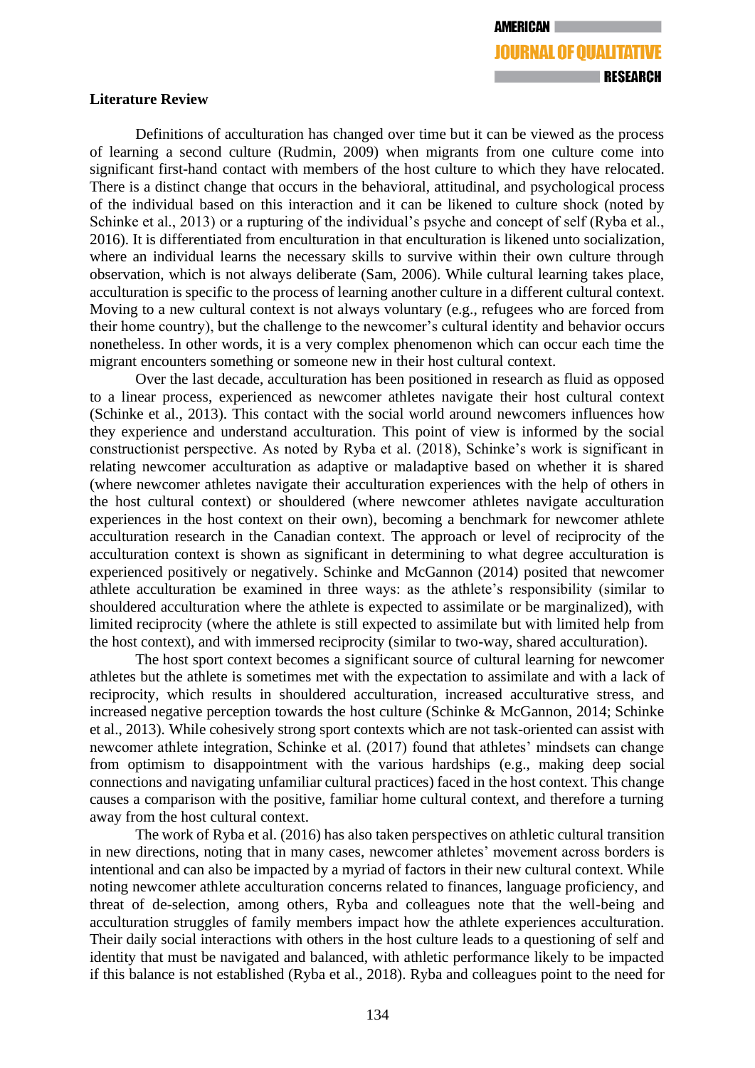**Literature Review**

Definitions of acculturation has changed over time but it can be viewed as the process of learning a second culture (Rudmin, 2009) when migrants from one culture come into significant first-hand contact with members of the host culture to which they have relocated. There is a distinct change that occurs in the behavioral, attitudinal, and psychological process of the individual based on this interaction and it can be likened to culture shock (noted by Schinke et al., 2013) or a rupturing of the individual's psyche and concept of self (Ryba et al., 2016). It is differentiated from enculturation in that enculturation is likened unto socialization, where an individual learns the necessary skills to survive within their own culture through observation, which is not always deliberate (Sam, 2006). While cultural learning takes place, acculturation is specific to the process of learning another culture in a different cultural context. Moving to a new cultural context is not always voluntary (e.g., refugees who are forced from their home country), but the challenge to the newcomer's cultural identity and behavior occurs nonetheless. In other words, it is a very complex phenomenon which can occur each time the migrant encounters something or someone new in their host cultural context.

Over the last decade, acculturation has been positioned in research as fluid as opposed to a linear process, experienced as newcomer athletes navigate their host cultural context (Schinke et al., 2013). This contact with the social world around newcomers influences how they experience and understand acculturation. This point of view is informed by the social constructionist perspective. As noted by Ryba et al. (2018), Schinke's work is significant in relating newcomer acculturation as adaptive or maladaptive based on whether it is shared (where newcomer athletes navigate their acculturation experiences with the help of others in the host cultural context) or shouldered (where newcomer athletes navigate acculturation experiences in the host context on their own), becoming a benchmark for newcomer athlete acculturation research in the Canadian context. The approach or level of reciprocity of the acculturation context is shown as significant in determining to what degree acculturation is experienced positively or negatively. Schinke and McGannon (2014) posited that newcomer athlete acculturation be examined in three ways: as the athlete's responsibility (similar to shouldered acculturation where the athlete is expected to assimilate or be marginalized), with limited reciprocity (where the athlete is still expected to assimilate but with limited help from the host context), and with immersed reciprocity (similar to two-way, shared acculturation).

The host sport context becomes a significant source of cultural learning for newcomer athletes but the athlete is sometimes met with the expectation to assimilate and with a lack of reciprocity, which results in shouldered acculturation, increased acculturative stress, and increased negative perception towards the host culture (Schinke & McGannon, 2014; Schinke et al., 2013). While cohesively strong sport contexts which are not task-oriented can assist with newcomer athlete integration, Schinke et al. (2017) found that athletes' mindsets can change from optimism to disappointment with the various hardships (e.g., making deep social connections and navigating unfamiliar cultural practices) faced in the host context. This change causes a comparison with the positive, familiar home cultural context, and therefore a turning away from the host cultural context.

The work of Ryba et al. (2016) has also taken perspectives on athletic cultural transition in new directions, noting that in many cases, newcomer athletes' movement across borders is intentional and can also be impacted by a myriad of factors in their new cultural context. While noting newcomer athlete acculturation concerns related to finances, language proficiency, and threat of de-selection, among others, Ryba and colleagues note that the well-being and acculturation struggles of family members impact how the athlete experiences acculturation. Their daily social interactions with others in the host culture leads to a questioning of self and identity that must be navigated and balanced, with athletic performance likely to be impacted if this balance is not established (Ryba et al., 2018). Ryba and colleagues point to the need for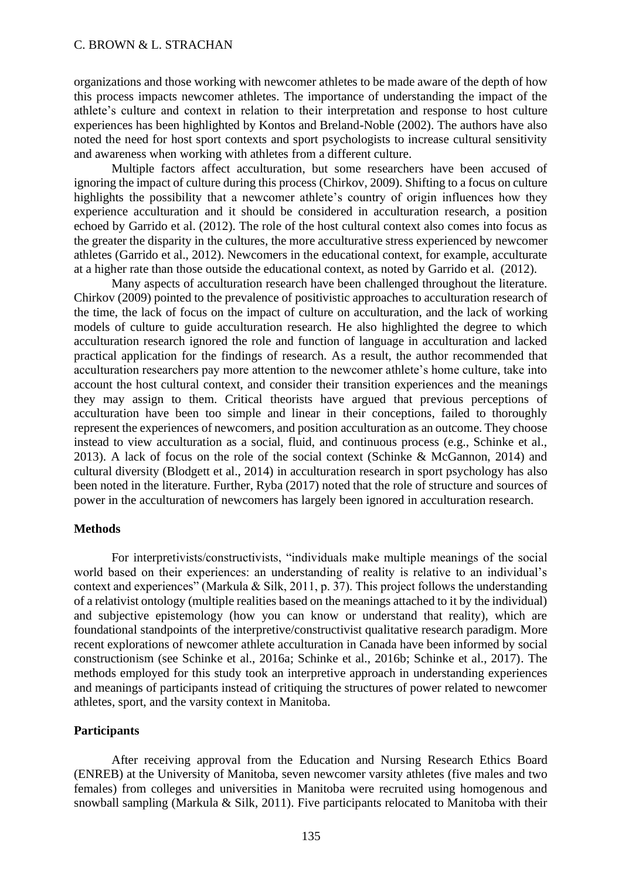organizations and those working with newcomer athletes to be made aware of the depth of how this process impacts newcomer athletes. The importance of understanding the impact of the athlete's culture and context in relation to their interpretation and response to host culture experiences has been highlighted by Kontos and Breland-Noble (2002). The authors have also noted the need for host sport contexts and sport psychologists to increase cultural sensitivity and awareness when working with athletes from a different culture.

Multiple factors affect acculturation, but some researchers have been accused of ignoring the impact of culture during this process (Chirkov, 2009). Shifting to a focus on culture highlights the possibility that a newcomer athlete's country of origin influences how they experience acculturation and it should be considered in acculturation research, a position echoed by Garrido et al. (2012). The role of the host cultural context also comes into focus as the greater the disparity in the cultures, the more acculturative stress experienced by newcomer athletes (Garrido et al., 2012). Newcomers in the educational context, for example, acculturate at a higher rate than those outside the educational context, as noted by Garrido et al. (2012).

Many aspects of acculturation research have been challenged throughout the literature. Chirkov (2009) pointed to the prevalence of positivistic approaches to acculturation research of the time, the lack of focus on the impact of culture on acculturation, and the lack of working models of culture to guide acculturation research. He also highlighted the degree to which acculturation research ignored the role and function of language in acculturation and lacked practical application for the findings of research. As a result, the author recommended that acculturation researchers pay more attention to the newcomer athlete's home culture, take into account the host cultural context, and consider their transition experiences and the meanings they may assign to them. Critical theorists have argued that previous perceptions of acculturation have been too simple and linear in their conceptions, failed to thoroughly represent the experiences of newcomers, and position acculturation as an outcome. They choose instead to view acculturation as a social, fluid, and continuous process (e.g., Schinke et al., 2013). A lack of focus on the role of the social context (Schinke & McGannon, 2014) and cultural diversity (Blodgett et al., 2014) in acculturation research in sport psychology has also been noted in the literature. Further, Ryba (2017) noted that the role of structure and sources of power in the acculturation of newcomers has largely been ignored in acculturation research.

## Methods

For interpretivists/constructivists, "individuals make multiple meanings of the social world based on their experiences: an understanding of reality is relative to an individual's context and experiences" (Markula & Silk, 2011, p. 37). This project follows the understanding of a relativist ontology (multiple realities based on the meanings attached to it by the individual) and subjective epistemology (how you can know or understand that reality), which are foundational standpoints of the interpretive/constructivist qualitative research paradigm. More recent explorations of newcomer athlete acculturation in Canada have been informed by social constructionism (see Schinke et al., 2016a; Schinke et al., 2016b; Schinke et al., 2017). The methods employed for this study took an interpretive approach in understanding experiences and meanings of participants instead of critiquing the structures of power related to newcomer athletes, sport, and the varsity context in Manitoba.

### Participants

After receiving approval from the Education and Nursing Research Ethics Board (ENREB) at the University of Manitoba, seven newcomer varsity athletes (five males and two females) from colleges and universities in Manitoba were recruited using homogenous and snowball sampling (Markula & Silk, 2011). Five participants relocated to Manitoba with their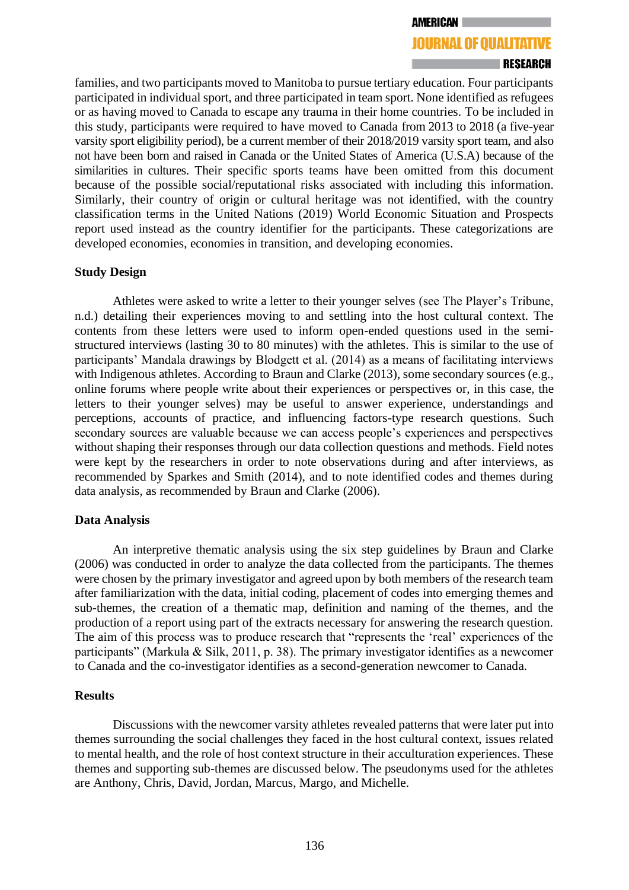families, and two participants moved to Manitoba to pursue tertiary education. Four participants participated in individual sport, and three participated in team sport. None identified as refugees or as having moved to Canada to escape any trauma in their home countries. To be included in this study, participants were required to have moved to Canada from 2013 to 2018 (a five-year varsity sport eligibility period), be a current member of their 2018/2019 varsity sport team, and also not have been born and raised in Canada or the United States of America (U.S.A) because of the similarities in cultures. Their specific sports teams have been omitted from this document because of the possible social/reputational risks associated with including this information. Similarly, their country of origin or cultural heritage was not identified, with the country classification terms in the United Nations (2019) World Economic Situation and Prospects report used instead as the country identifier for the participants. These categorizations are developed economies, economies in transition, and developing economies.

### Study Design

Athletes were asked to write a letter to their younger selves (see The Player's Tribune, n.d.) detailing their experiences moving to and settling into the host cultural context. The contents from these letters were used to inform open-ended questions used in the semi-structured interviews (lasting 30 to 80 minutes) with the athletes. This is similar to the use of participants' Mandala drawings by Blodgett et al. (2014) as a means of facilitating interviews with Indigenous athletes. According to Braun and Clarke (2013), some secondary sources (e.g., online forums where people write about their experiences or perspectives or, in this case, the letters to their younger selves) may be useful to answer experience, understandings and perceptions, accounts of practice, and influencing factors-type research questions. Such secondary sources are valuable because we can access people's experiences and perspectives without shaping their responses through our data collection questions and methods. Field notes were kept by the researchers in order to note observations during and after interviews, as recommended by Sparkes and Smith (2014), and to note identified codes and themes during data analysis, as recommended by Braun and Clarke (2006).

### Data Analysis

An interpretive thematic analysis using the six step guidelines by Braun and Clarke (2006) was conducted in order to analyze the data collected from the participants. The themes were chosen by the primary investigator and agreed upon by both members of the research team after familiarization with the data, initial coding, placement of codes into emerging themes and sub-themes, the creation of a thematic map, definition and naming of the themes, and the production of a report using part of the extracts necessary for answering the research question. The aim of this process was to produce research that "represents the 'real' experiences of the participants" (Markula & Silk, 2011, p. 38). The primary investigator identifies as a newcomer to Canada and the co-investigator identifies as a second-generation newcomer to Canada.

### Results

Discussions with the newcomer varsity athletes revealed patterns that were later put into themes surrounding the social challenges they faced in the host cultural context, issues related to mental health, and the role of host context structure in their acculturation experiences. These themes and supporting sub-themes are discussed below. The pseudonyms used for the athletes are Anthony, Chris, David, Jordan, Marcus, Margo, and Michelle.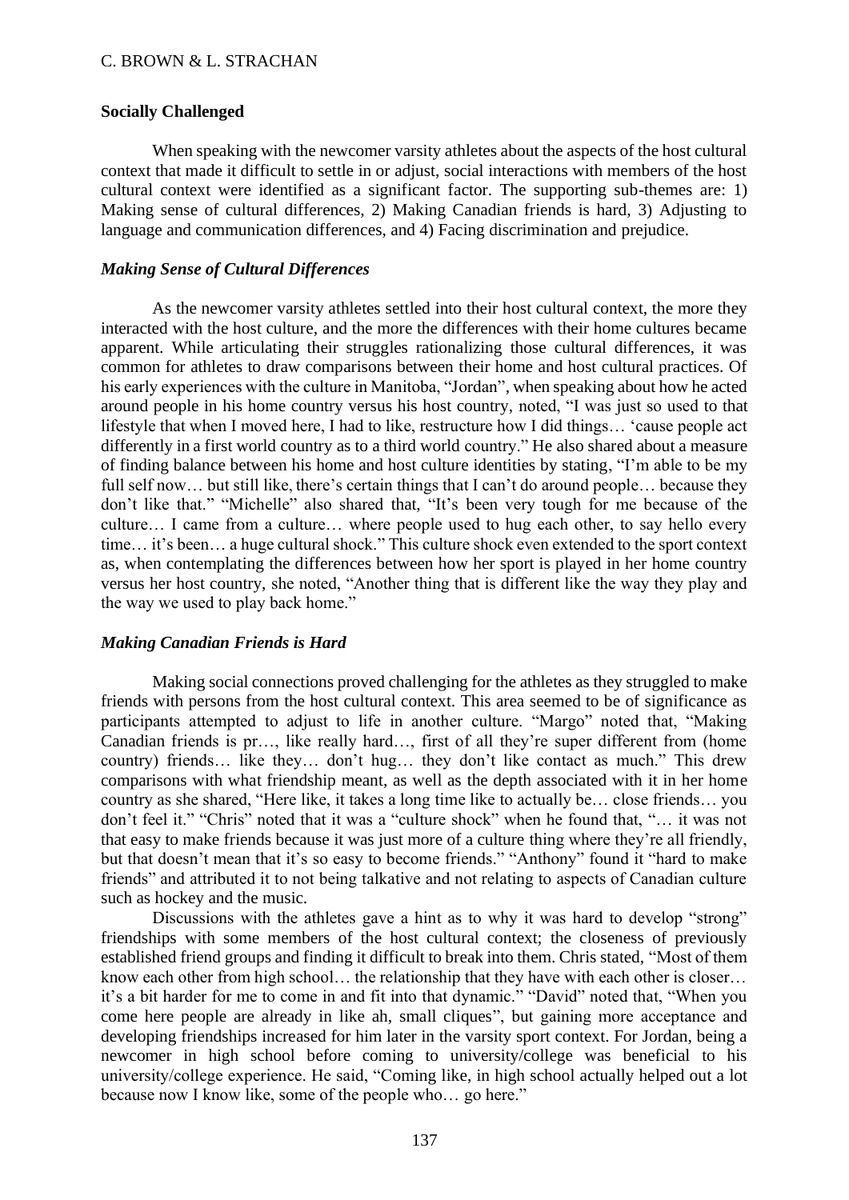### Socially Challenged

When speaking with the newcomer varsity athletes about the aspects of the host cultural context that made it difficult to settle in or adjust, social interactions with members of the host cultural context were identified as a significant factor. The supporting sub-themes are: 1) Making sense of cultural differences, 2) Making Canadian friends is hard, 3) Adjusting to language and communication differences, and 4) Facing discrimination and prejudice.

#### *Making Sense of Cultural Differences*

As the newcomer varsity athletes settled into their host cultural context, the more they interacted with the host culture, and the more the differences with their home cultures became apparent. While articulating their struggles rationalizing those cultural differences, it was common for athletes to draw comparisons between their home and host cultural practices. Of his early experiences with the culture in Manitoba, "Jordan", when speaking about how he acted around people in his home country versus his host country, noted, "I was just so used to that lifestyle that when I moved here, I had to like, restructure how I did things… 'cause people act differently in a first world country as to a third world country." He also shared about a measure of finding balance between his home and host culture identities by stating, "I'm able to be my full self now… but still like, there's certain things that I can't do around people… because they don't like that." "Michelle" also shared that, "It's been very tough for me because of the culture… I came from a culture… where people used to hug each other, to say hello every time… it's been… a huge cultural shock." This culture shock even extended to the sport context as, when contemplating the differences between how her sport is played in her home country versus her host country, she noted, "Another thing that is different like the way they play and the way we used to play back home."

#### *Making Canadian Friends is Hard*

Making social connections proved challenging for the athletes as they struggled to make friends with persons from the host cultural context. This area seemed to be of significance as participants attempted to adjust to life in another culture. "Margo" noted that, "Making Canadian friends is pr…, like really hard…, first of all they're super different from (home country) friends… like they… don't hug… they don't like contact as much." This drew comparisons with what friendship meant, as well as the depth associated with it in her home country as she shared, "Here like, it takes a long time like to actually be… close friends… you don't feel it." "Chris" noted that it was a "culture shock" when he found that, "… it was not that easy to make friends because it was just more of a culture thing where they're all friendly, but that doesn't mean that it's so easy to become friends." "Anthony" found it "hard to make friends" and attributed it to not being talkative and not relating to aspects of Canadian culture such as hockey and the music.

Discussions with the athletes gave a hint as to why it was hard to develop "strong" friendships with some members of the host cultural context; the closeness of previously established friend groups and finding it difficult to break into them. Chris stated, "Most of them know each other from high school… the relationship that they have with each other is closer… it's a bit harder for me to come in and fit into that dynamic." "David" noted that, "When you come here people are already in like ah, small cliques", but gaining more acceptance and developing friendships increased for him later in the varsity sport context. For Jordan, being a newcomer in high school before coming to university/college was beneficial to his university/college experience. He said, "Coming like, in high school actually helped out a lot because now I know like, some of the people who… go here."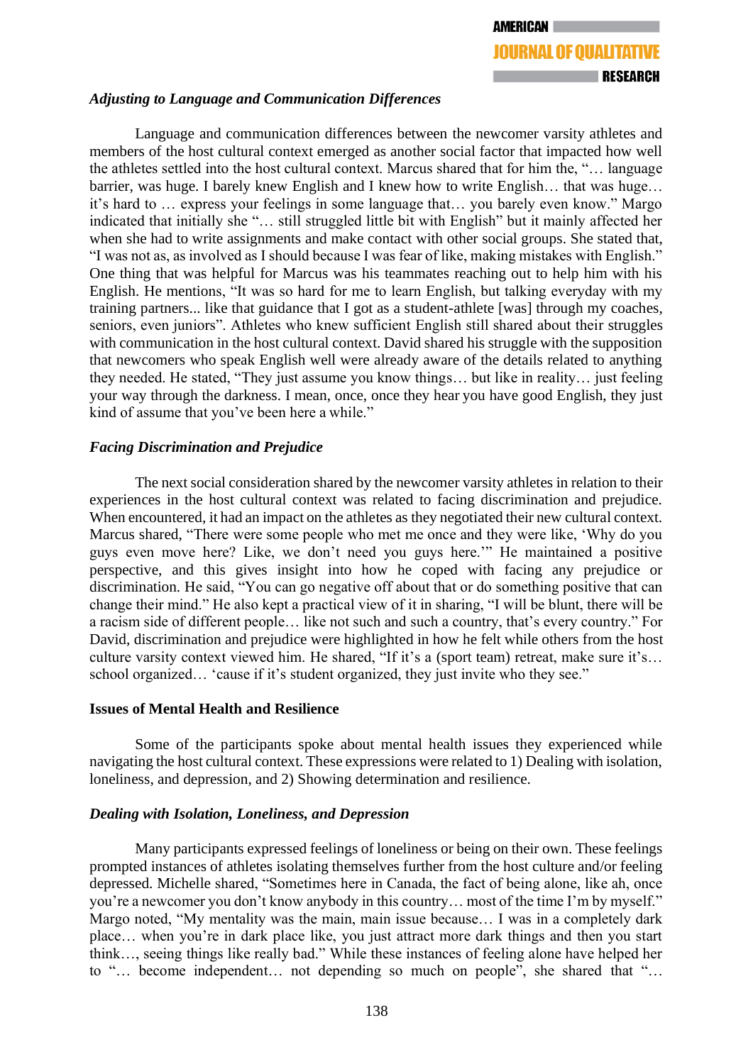### *Adjusting to Language and Communication Differences*

Language and communication differences between the newcomer varsity athletes and members of the host cultural context emerged as another social factor that impacted how well the athletes settled into the host cultural context. Marcus shared that for him the, "… language barrier, was huge. I barely knew English and I knew how to write English… that was huge… it's hard to … express your feelings in some language that… you barely even know." Margo indicated that initially she "… still struggled little bit with English" but it mainly affected her when she had to write assignments and make contact with other social groups. She stated that, "I was not as, as involved as I should because I was fear of like, making mistakes with English." One thing that was helpful for Marcus was his teammates reaching out to help him with his English. He mentions, "It was so hard for me to learn English, but talking everyday with my training partners... like that guidance that I got as a student-athlete [was] through my coaches, seniors, even juniors". Athletes who knew sufficient English still shared about their struggles with communication in the host cultural context. David shared his struggle with the supposition that newcomers who speak English well were already aware of the details related to anything they needed. He stated, "They just assume you know things… but like in reality… just feeling your way through the darkness. I mean, once, once they hear you have good English, they just kind of assume that you've been here a while."

### *Facing Discrimination and Prejudice*

The next social consideration shared by the newcomer varsity athletes in relation to their experiences in the host cultural was related to facing discrimination and prejudice. When encountered, it had an impact on the athletes as they negotiated their new cultural context. Marcus shared, "There were some people who met me once and they were like, 'Why do you guys even move here? Like, we don't need you guys here.'" He maintained a positive perspective, and this gives insight into how he coped with facing any prejudice or discrimination. He said, "You can go negative off about that or do something positive that can change their mind." He also kept a practical view of it in sharing, "I will be blunt, there will be a racism side of different people… like not such and such a country, that's every country." For David, discrimination and prejudice were highlighted in how he felt while others from the host culture varsity context viewed him. He shared, "If it's a (sport team) retreat, make sure it's… school organized… 'cause if it's student organized, they just invite who they see."

### **Issues of Mental Health and Resilience**

Some of the participants spoke about mental health issues they experienced while navigating the host cultural context. These expressions were related to 1) Dealing with isolation, loneliness, and depression, and 2) Showing determination and resilience.

### *Dealing with Isolation, Loneliness, and Depression*

Many participants expressed feelings of loneliness or being on their own. These feelings prompted instances of athletes isolating themselves further from the host culture and/or feeling depressed. Michelle shared, "Sometimes here in Canada, the fact of being alone, like ah, once you're a newcomer you don't know anybody in this country… most of the time I'm by myself." Margo noted, "My mentality was the main, main issue because… I was in a completely dark place… when you're in dark place like, you just attract more dark things and then you start think…, seeing things like really bad." While these instances of feeling alone have helped her to "… become independent… not depending so much on people", she shared that "…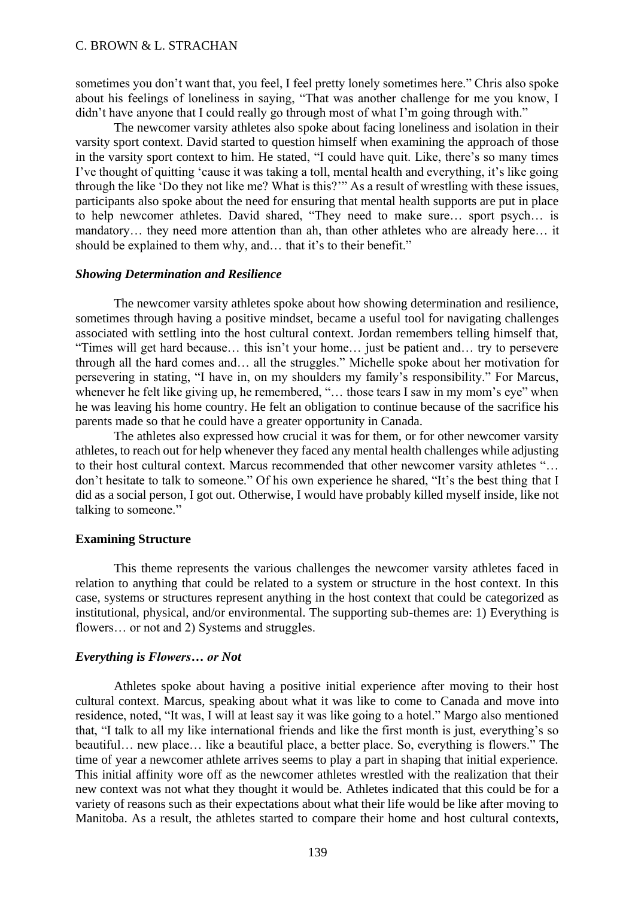sometimes you don't want that, you feel, I feel pretty lonely sometimes here." Chris also spoke about his feelings of loneliness in saying, "That was another challenge for me you know, I didn't have anyone that I could really go through most of what I'm going through with."

The newcomer varsity athletes also spoke about facing loneliness and isolation in their varsity sport context. David started to question himself when examining the approach of those in the varsity sport context to him. He stated, "I could have quit. Like, there's so many times I've thought of quitting 'cause it was taking a toll, mental health and everything, it's like going through the like 'Do they not like me? What is this?'" As a result of wrestling with these issues, participants also spoke about the need for ensuring that mental health supports are put in place to help newcomer athletes. David shared, "They need to make sure… sport psych… is mandatory… they need more attention than ah, than other athletes who are already here… it should be explained to them why, and… that it's to their benefit."

### *Showing Determination and Resilience*

The newcomer varsity athletes spoke about how showing determination and resilience, sometimes through having a positive mindset, became a useful tool for navigating challenges associated with settling into the host cultural context. Jordan remembers telling himself that, "Times will get hard because… this isn't your home… just be patient and… try to persevere through all the hard comes and… all the struggles." Michelle spoke about her motivation for persevering in stating, "I have in, on my shoulders my family's responsibility." For Marcus, whenever he felt like giving up, he remembered, "… those tears I saw in my mom's eye" when he was leaving his home country. He felt an obligation to continue because of the sacrifice his parents made so that he could have a greater opportunity in Canada.

The athletes also expressed how crucial it was for them, or for other newcomer varsity athletes, to reach out for help whenever they faced any mental health challenges while adjusting to their host cultural context. Marcus recommended that other newcomer varsity athletes "… don't hesitate to talk to someone." Of his own experience he shared, "It's the best thing that I did as a social person, I got out. Otherwise, I would have probably killed myself inside, like not talking to someone."

## **Examining Structure**

This theme represents the various challenges the newcomer varsity athletes faced in relation to anything that could be related to a system or structure in the host context. In this case, systems or structures represent anything in the host context that could be categorized as institutional, physical, and/or environmental. The supporting sub-themes are: 1) Everything is flowers… or not and 2) Systems and struggles.

### *Everything is Flowers… or Not*

Athletes spoke about having a positive initial experience after moving to their host cultural context. Marcus, speaking about what it was like to come to Canada and move into residence, noted, "It was, I will at least say it was like going to a hotel." Margo also mentioned that, "I talk to all my like international friends and like the first month is just, everything's so beautiful… new place… like a beautiful place, a better place. So, everything is flowers." The time of year a newcomer athlete arrives seems to play a part in shaping that initial experience. This initial affinity wore off as the newcomer athletes wrestled with the realization that their new context was not what they thought it would be. Athletes indicated that this could be for a variety of reasons such as their expectations about what their life would be like after moving to Manitoba. As a result, the athletes started to compare their home and host cultural contexts,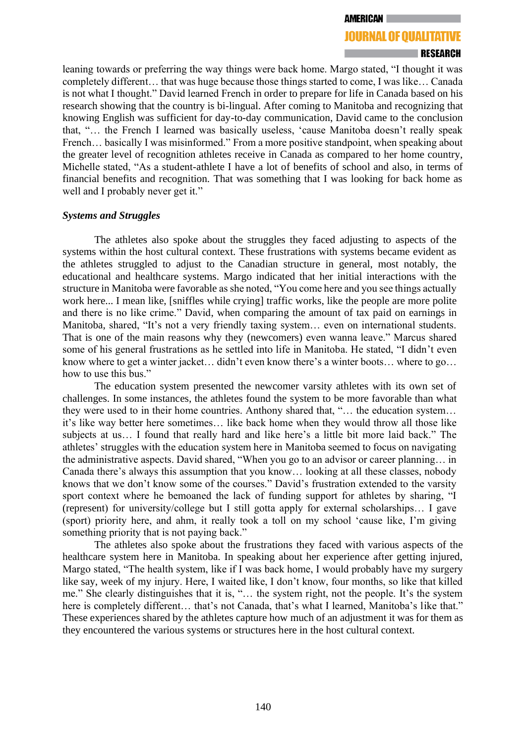leaning towards or preferring the way things were back home. Margo stated, "I thought it was completely different… that was huge because those things started to come, I was like… Canada is not what I thought." David learned French in order to prepare for life in Canada based on his research showing that the country is bi-lingual. After coming to Manitoba and recognizing that knowing English was sufficient for day-to-day communication, David came to the conclusion that, "… the French I learned was basically useless, 'cause Manitoba doesn't really speak French… basically I was misinformed." From a more positive standpoint, when speaking about the greater level of recognition athletes receive in Canada as compared to her home country, Michelle stated, "As a student-athlete I have a lot of benefits of school and also, in terms of financial benefits and recognition. That was something that I was looking for back home as well and I probably never get it."

### *Systems and Struggles*

The athletes also spoke about the struggles they faced adjusting to aspects of the systems within the host cultural context. These frustrations with systems became evident as the athletes struggled to adjust to the Canadian structure in general, most notably, the educational and healthcare systems. Margo indicated that her initial interactions with the structure in Manitoba were favorable as she noted, "You come here and you see things actually work here... I mean like, [sniffles while crying] traffic works, like the people are more polite and there is no like crime." David, when comparing the amount of tax paid on earnings in Manitoba, shared, "It's not a very friendly taxing system… even on international students. That is one of the main reasons why they (newcomers) even wanna leave." Marcus shared some of his general frustrations as he settled into life in Manitoba. He stated, "I didn't even know where to get a winter jacket… didn't even know there's a winter boots… where to go… how to use this bus."

The education system presented the newcomer varsity athletes with its own set of challenges. In some instances, the athletes found the system to be more favorable than what they were used to in their home countries. Anthony shared that, "… the education system… it's like way better here sometimes… like back home when they would throw all those like subjects at us… I found that really hard and like here's a little bit more laid back." The athletes' struggles with the education system here in Manitoba seemed to focus on navigating the administrative aspects. David shared, "When you go to an advisor or career planning… in Canada there's always this assumption that you know… looking at all these classes, nobody knows that we don't know some of the courses." David's frustration extended to the varsity sport context where he bemoaned the lack of funding support for athletes by sharing, "I (represent) for university/college but I still gotta apply for external scholarships… I gave (sport) priority here, and ahm, it really took a toll on my school 'cause like, I'm giving something priority that is not paying back."

The athletes also spoke about the frustrations they faced with various aspects of the healthcare system here in Manitoba. In speaking about her experience after getting injured, Margo stated, "The health system, like if I was back home, I would probably have my surgery like say, week of my injury. Here, I waited like, I don't know, four months, so like that killed me." She clearly distinguishes that it is, "… the system right, not the people. It's the system here is completely different… that's not Canada, that's what I learned, Manitoba's like that." These experiences shared by the athletes capture how much of an adjustment it was for them as they encountered the various systems or structures here in the host cultural context.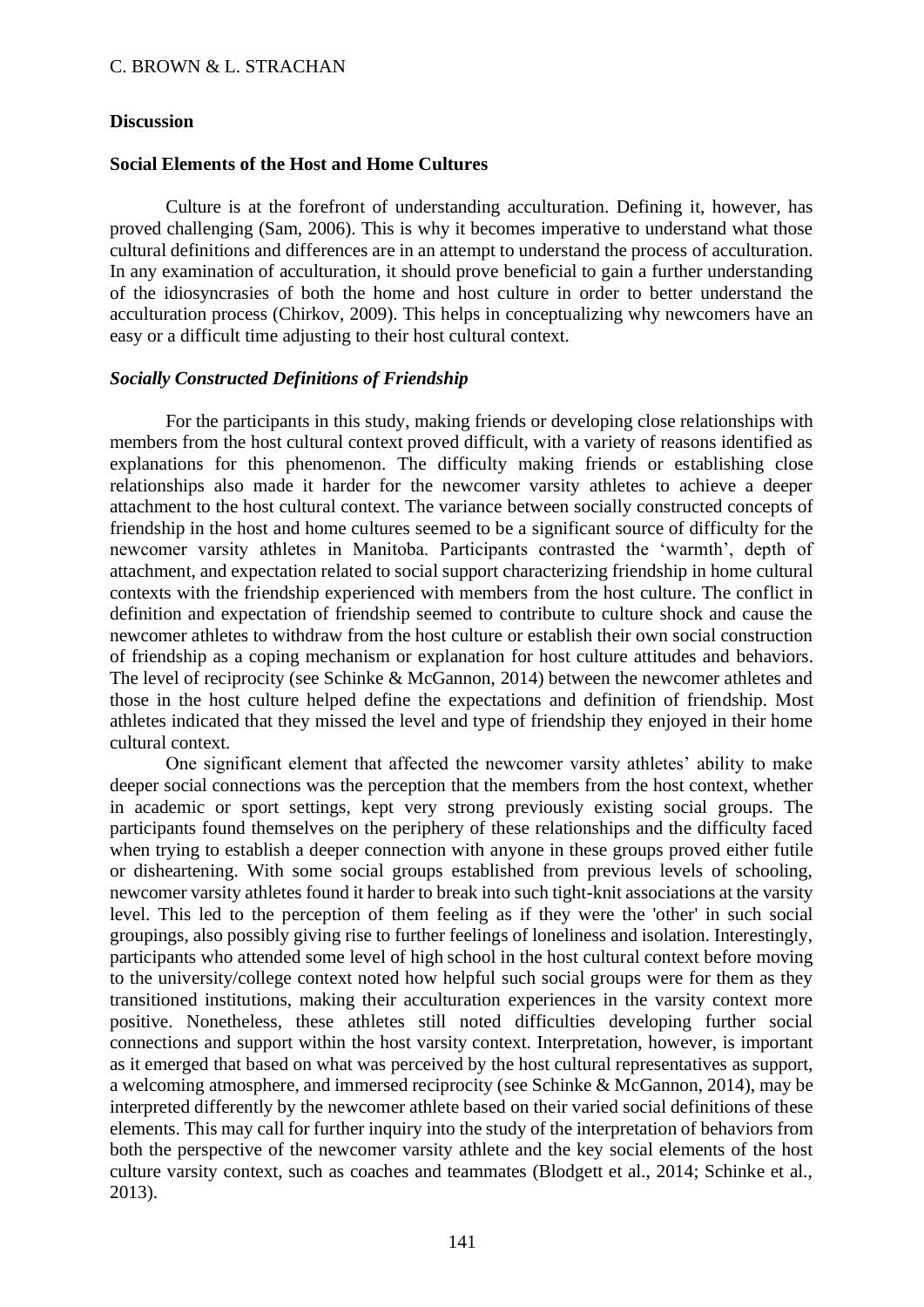## Discussion

### Social Elements of the Host and Home Cultures

Culture is at the forefront of understanding acculturation. Defining it, however, has proved challenging (Sam, 2006). This is why it becomes imperative to understand what those cultural definitions and differences are in an attempt to understand the process of acculturation. In any examination of acculturation, it should prove beneficial to gain a further understanding of the idiosyncrasies of both the home and host culture in order to better understand the acculturation process (Chirkov, 2009). This helps in conceptualizing why newcomers have an easy or a difficult time adjusting to their host cultural context.

#### *Socially Constructed Definitions of Friendship*

For the participants in this study, making friends or developing close relationships with members from the host cultural context proved difficult, with a variety of reasons identified as explanations for this phenomenon. The difficulty making friends or establishing close relationships also made it harder for the newcomer varsity athletes to achieve a deeper attachment to the host cultural context. The variance between socially constructed concepts of friendship in the host and home cultures seemed to be a significant source of difficulty for the newcomer varsity athletes in Manitoba. Participants contrasted the 'warmth', depth of attachment, and expectation related to social support characterizing friendship in home cultural contexts with the friendship experienced with members from the host culture. The conflict in definition and expectation of friendship seemed to contribute to culture shock and cause the newcomer athletes to withdraw from the host culture or establish their own social construction of friendship as a coping mechanism or explanation for host culture attitudes and behaviors. The level of reciprocity (see Schinke & McGannon, 2014) between the newcomer athletes and those in the host culture helped define the expectations and definition of friendship. Most athletes indicated that they missed the level and type of friendship they enjoyed in their home cultural context.

One significant element that affected the newcomer varsity athletes' ability to make deeper social connections was the perception that the members from the host context, whether in academic or sport settings, kept very strong previously existing social groups. The participants found themselves on the periphery of these relationships and the difficulty faced when trying to establish a deeper connection with anyone in these groups proved either futile or disheartening. With some social groups established from previous levels of schooling, newcomer varsity athletes found it harder to break into such tight-knit associations at the varsity level. This led to the perception of them feeling as if they were the 'other' in such social groupings, also possibly giving rise to further feelings of loneliness and isolation. Interestingly, participants who attended some level of high school in the host cultural context before moving to the university/college context noted how helpful such social groups were for them as they transitioned institutions, making their acculturation experiences in the varsity context more positive. Nonetheless, these athletes still noted difficulties developing further social connections and support within the host varsity context. Interpretation, however, is important as it emerged that based on what was perceived by the host cultural representatives as support, a welcoming atmosphere, and immersed reciprocity (see Schinke & McGannon, 2014), may be interpreted differently by the newcomer athlete based on their varied social definitions of these elements. This may call for further inquiry into the study of the interpretation of behaviors from both the perspective of the newcomer varsity athlete and the key social elements of the host culture varsity context, such as coaches and teammates (Blodgett et al., 2014; Schinke et al., 2013).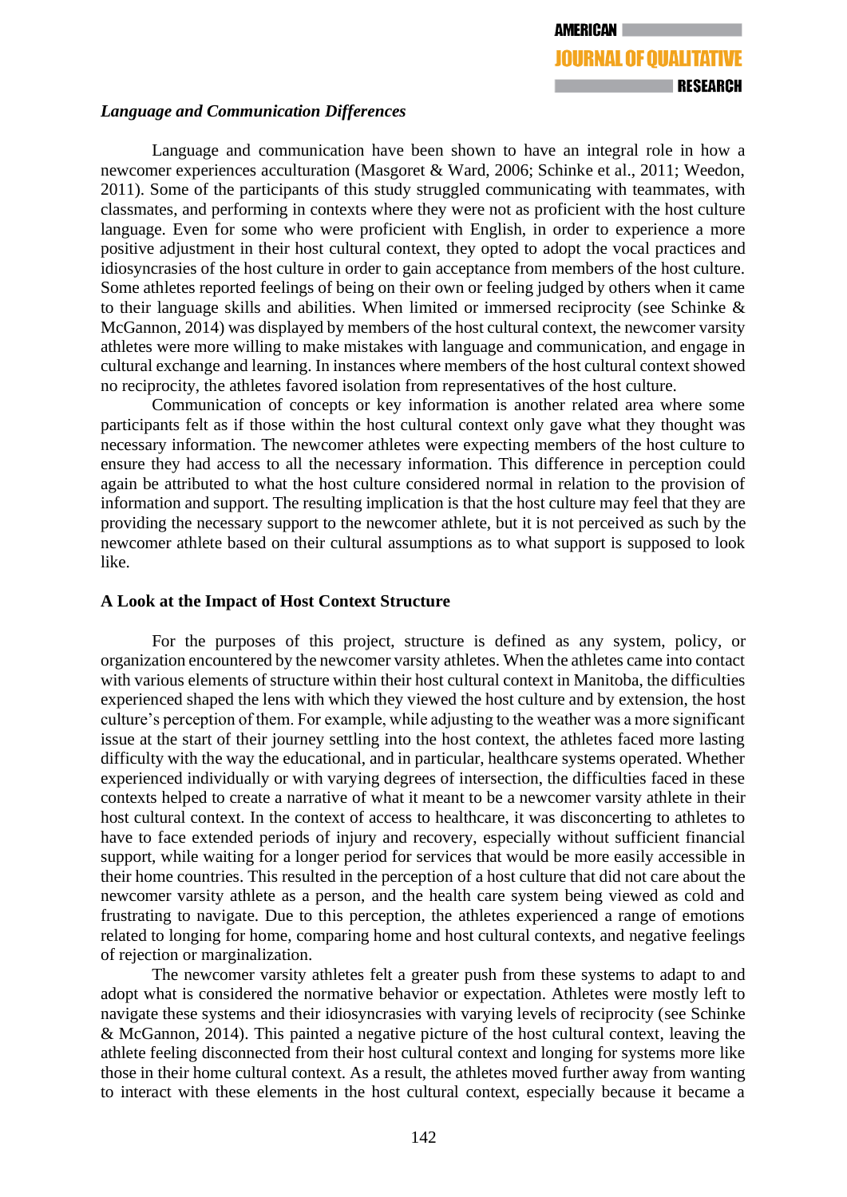### *Language and Communication Differences*

Language and communication have been shown to have an integral role in how a newcomer experiences acculturation (Masgoret & Ward, 2006; Schinke et al., 2011; Weedon, 2011). Some of the participants of this study struggled communicating with teammates, with classmates, and performing in contexts where they were not as proficient with the host culture language. Even for some who were proficient with English, in order to experience a more positive adjustment in their host cultural context, they opted to adopt the vocal practices and idiosyncrasies of the host culture in order to gain acceptance from members of the host culture. Some athletes reported feelings of being on their own or feeling judged by others when it came to their language skills and abilities. When limited or immersed reciprocity (see Schinke & McGannon, 2014) was displayed by members of the host cultural context, the newcomer varsity athletes were more willing to make mistakes with language and communication, and engage in cultural exchange and learning. In instances where members of the host cultural context showed no reciprocity, the athletes favored isolation from representatives of the host culture.

Communication of concepts or key information is another related area where some participants felt as if those within the host cultural context only gave what they thought was necessary information. The newcomer athletes were expecting members of the host culture to ensure they had access to all the necessary information. This difference in perception could again be attributed to what the host culture considered normal in relation to the provision of information and support. The resulting implication is that the host culture may feel that they are providing the necessary support to the newcomer athlete, but it is not perceived as such by the newcomer athlete based on their cultural assumptions as to what support is supposed to look like.

## A Look at the Impact of Host Context Structure

For the purposes of this project, structure is defined as any system, policy, or organization encountered by the newcomer varsity athletes. When the athletes came into contact with various elements of structure within their host cultural context in Manitoba, the difficulties experienced shaped the lens with which they viewed the host culture and by extension, the host culture's perception of them. For example, while adjusting to the weather was a more significant issue at the start of their journey settling into the host context, the athletes faced more lasting difficulty with the way the educational, and in particular, healthcare systems operated. Whether experienced individually or with varying degrees of intersection, the difficulties faced in these contexts helped to create a narrative of what it meant to be a newcomer varsity athlete in their host cultural context. In the context of access to healthcare, it was disconcerting to athletes to have to face extended periods of injury and recovery, especially without sufficient financial support, while waiting for a longer period for services that would be more easily accessible in their home countries. This resulted in the perception of a host culture that did not care about the newcomer varsity athlete as a person, and the health care system being viewed as cold and frustrating to navigate. Due to this perception, the athletes experienced a range of emotions related to longing for home, comparing home and host cultural contexts, and negative feelings of rejection or marginalization.

The newcomer varsity athletes felt a greater push from these systems to adapt to and adopt what is considered the normative behavior or expectation. Athletes were mostly left to navigate these systems and their idiosyncrasies with varying levels of reciprocity (see Schinke & McGannon, 2014). This painted a negative picture of the host cultural context, leaving the athlete feeling disconnected from their host cultural context and longing for systems more like those in their home cultural context. As a result, the athletes moved further away from wanting to interact with these elements in the host cultural context, especially because it became a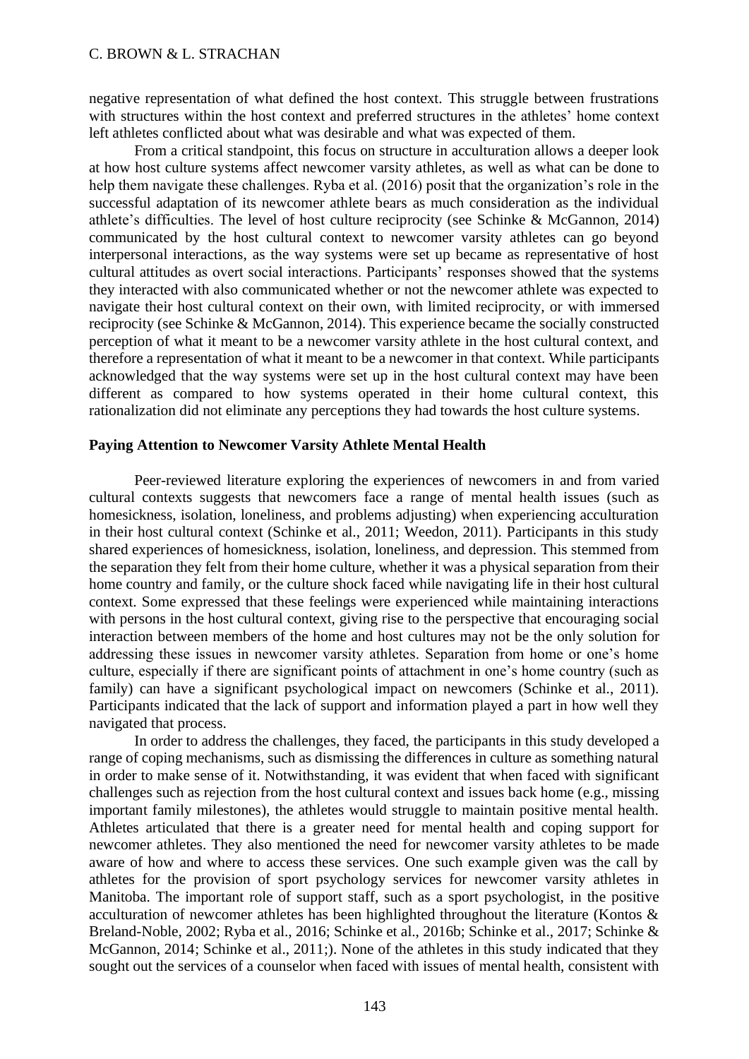negative representation of what defined the host context. This struggle between frustrations with structures within the host context and preferred structures in the athletes' home context left athletes conflicted about what was desirable and what was expected of them.

From a critical standpoint, this focus on structure in acculturation allows a deeper look at how host culture systems affect newcomer varsity athletes, as well as what can be done to help them navigate these challenges. Ryba et al. (2016) posit that the organization's role in the successful adaptation of its newcomer athlete bears as much consideration as the individual athlete's difficulties. The level of host culture reciprocity (see Schinke & McGannon, 2014) communicated by the host cultural context to newcomer varsity athletes can go beyond interpersonal interactions, as the way systems were set up became as representative of host cultural attitudes as overt social interactions. Participants' responses showed that the systems they interacted with also communicated whether or not the newcomer athlete was expected to navigate their host cultural context on their own, with limited reciprocity, or with immersed reciprocity (see Schinke & McGannon, 2014). This experience became the socially constructed perception of what it meant to be a newcomer varsity athlete in the host cultural context, and therefore a representation of what it meant to be a newcomer in that context. While participants acknowledged that the way systems were set up in the host cultural context may have been different as compared to how systems operated in their home cultural context, this rationalization did not eliminate any perceptions they had towards the host culture systems.

**Paying Attention to Newcomer Varsity Athlete Mental Health**

Peer-reviewed literature exploring the experiences of newcomers in and from varied cultural contexts suggests that newcomers face a range of mental health issues (such as homesickness, isolation, loneliness, and problems adjusting) when experiencing acculturation in their host cultural context (Schinke et al., 2011; Weedon, 2011). Participants in this study shared experiences of homesickness, isolation, loneliness, and depression. This stemmed from the separation they felt from their home culture, whether it was a physical separation from their home country and family, or the culture shock faced while navigating life in their host cultural context. Some expressed that these feelings were experienced while maintaining interactions with persons in the host cultural context, giving rise to the perspective that encouraging social interaction between members of the home and host cultures may not be the only solution for addressing these issues in newcomer varsity athletes. Separation from home or one's home culture, especially if there are significant points of attachment in one's home country (such as family) can have a significant psychological impact on newcomers (Schinke et al., 2011). Participants indicated that the lack of support and information played a part in how well they navigated that process.

In order to address the challenges, they faced, the participants in this study developed a range of coping mechanisms, such as dismissing the differences in culture as something natural in order to make sense of it. Notwithstanding, it was evident that when faced with significant challenges such as rejection from the host cultural context and issues back home (e.g., missing important family milestones), the athletes would struggle to maintain positive mental health. Athletes articulated that there is a greater need for mental health and coping support for newcomer athletes. They also mentioned the need for newcomer varsity athletes to be made aware of how and where to access these services. One such example given was the call by athletes for the provision of sport psychology services for newcomer varsity athletes in Manitoba. The important role of support staff, such as a sport psychologist, in the positive acculturation of newcomer athletes has been highlighted throughout the literature (Kontos & Breland-Noble, 2002; Ryba et al., 2016; Schinke et al., 2016b; Schinke et al., 2017; Schinke & McGannon, 2014; Schinke et al., 2011;). None of the athletes in this study indicated that they sought out the services of a counselor when faced with issues of mental health, consistent with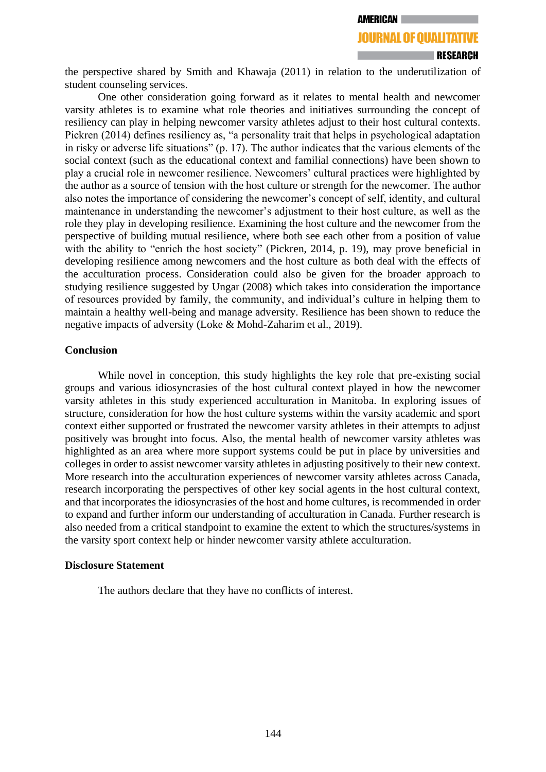the perspective shared by Smith and Khawaja (2011) in relation to the underutilization of student counseling services.

One other consideration going forward as it relates to mental health and newcomer varsity athletes is to examine what role theories and initiatives surrounding the concept of resiliency can play in helping newcomer varsity athletes adjust to their host cultural contexts. Pickren (2014) defines resiliency as, "a personality trait that helps in psychological adaptation in risky or adverse life situations" (p. 17). The author indicates that the various elements of the social context (such as the educational context and familial connections) have been shown to play a crucial role in newcomer resilience. Newcomers' cultural practices were highlighted by the author as a source of tension with the host culture or strength for the newcomer. The author also notes the importance of considering the newcomer's concept of self, identity, and cultural maintenance in understanding the newcomer's adjustment to their host culture, as well as the role they play in developing resilience. Examining the host culture and the newcomer from the perspective of building mutual resilience, where both see each other from a position of value with the ability to "enrich the host society" (Pickren, 2014, p. 19), may prove beneficial in developing resilience among newcomers and the host culture as both deal with the effects of the acculturation process. Consideration could also be given for the broader approach to studying resilience suggested by Ungar (2008) which takes into consideration the importance of resources provided by family, the community, and individual's culture in helping them to maintain a healthy well-being and manage adversity. Resilience has been shown to reduce the negative impacts of adversity (Loke & Mohd-Zaharim et al., 2019).

**Conclusion**

While novel in conception, this study highlights the key role that pre-existing social groups and various idiosyncrasies of the host cultural context played in how the newcomer varsity athletes in this study experienced acculturation in Manitoba. In exploring issues of structure, consideration for how the host culture systems within the varsity academic and sport context either supported or frustrated the newcomer varsity athletes in their attempts to adjust positively was brought into focus. Also, the mental health of newcomer varsity athletes was highlighted as an area where more support systems could be put in place by universities and colleges in order to assist newcomer varsity athletes in adjusting positively to their new context. More research into the acculturation experiences of newcomer varsity athletes across Canada, research incorporating the perspectives of other key social agents in the host cultural context, and that incorporates the idiosyncrasies of the host and home cultures, is recommended in order to expand and further inform our understanding of acculturation in Canada. Further research is also needed from a critical standpoint to examine the extent to which the structures/systems in the varsity sport context help or hinder newcomer varsity athlete acculturation.

**Disclosure Statement**

The authors declare that they have no conflicts of interest.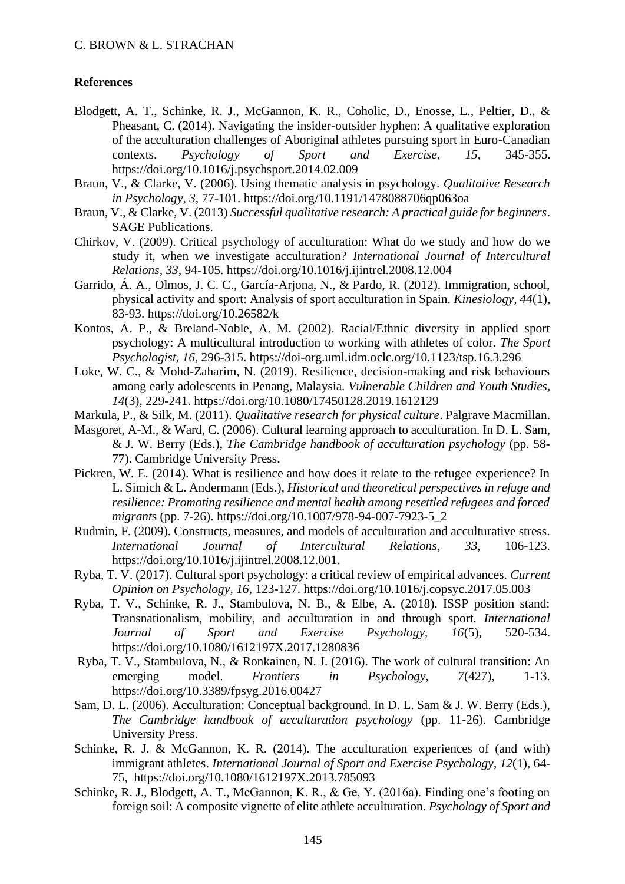## References

Blodgett, A. T., Schinke, R. J., McGannon, K. R., Coholic, D., Enosse, L., Peltier, D., & Pheasant, C. (2014). Navigating the insider-outsider hyphen: A qualitative exploration of the acculturation challenges of Aboriginal athletes pursuing sport in Euro-Canadian contexts. *Psychology of Sport and Exercise*, *15*, 345-355. https://doi.org/10.1016/j.psychsport.2014.02.009

Braun, V., & Clarke, V. (2006). Using thematic analysis in psychology. *Qualitative Research in Psychology*, *3*, 77-101. https://doi.org/10.1191/1478088706qp063oa

Braun, V., & Clarke, V. (2013) *Successful qualitative research: A practical guide for beginners*. SAGE Publications.

Chirkov, V. (2009). Critical psychology of acculturation: What do we study and how do we study it, when we investigate acculturation? *International Journal of Intercultural Relations*, *33*, 94-105. https://doi.org/10.1016/j.ijintrel.2008.12.004

Garrido, Á. A., Olmos, J. C. C., García-Arjona, N., & Pardo, R. (2012). Immigration, school, physical activity and sport: Analysis of sport acculturation in Spain. *Kinesiology*, *44*(1), 83-93. https://doi.org/10.26582/k

Kontos, A. P., & Breland-Noble, A. M. (2002). Racial/Ethnic diversity in applied sport psychology: A multicultural introduction to working with athletes of color. *The Sport Psychologist*, *16*, 296-315. https://doi-org.uml.idm.oclc.org/10.1123/tsp.16.3.296

Loke, W. C., & Mohd-Zaharim, N. (2019). Resilience, decision-making and risk behaviours among early adolescents in Penang, Malaysia. *Vulnerable Children and Youth Studies*, *14*(3), 229-241. https://doi.org/10.1080/17450128.2019.1612129

Markula, P., & Silk, M. (2011). *Qualitative research for physical culture*. Palgrave Macmillan.

Masgoret, A-M., & Ward, C. (2006). Cultural learning approach to acculturation. In D. L. Sam, & J. W. Berry (Eds.), *The Cambridge handbook of acculturation psychology* (pp. 58-77). Cambridge University Press.

Pickren, W. E. (2014). What is resilience and how does it relate to the refugee experience? In L. Simich & L. Andermann (Eds.), *Historical and theoretical perspectives in refuge and resilience: Promoting resilience and mental health among resettled refugees and forced migrants* (pp. 7-26). https://doi.org/10.1007/978-94-007-7923-5_2

Rudmin, F. (2009). Constructs, measures, and models of acculturation and acculturative stress. *International Journal of Intercultural Relations*, *33*, 106-123. https://doi.org/10.1016/j.ijintrel.2008.12.001.

Ryba, T. V. (2017). Cultural sport psychology: a critical review of empirical advances. *Current Opinion on Psychology*, *16*, 123-127. https://doi.org/10.1016/j.copsyc.2017.05.003

Ryba, T. V., Schinke, R. J., Stambulova, N. B., & Elbe, A. (2018). ISSP position stand: Transnationalism, mobility, and acculturation in and through sport. *International Journal of Sport and Exercise Psychology*, *16*(5), 520-534. https://doi.org/10.1080/1612197X.2017.1280836

Ryba, T. V., Stambulova, N., & Ronkainen, N. J. (2016). The work of cultural transition: An emerging model. *Frontiers in Psychology*, *7*(427), 1-13. https://doi.org/10.3389/fpsyg.2016.00427

Sam, D. L. (2006). Acculturation: Conceptual background. In D. L. Sam & J. W. Berry (Eds.), *The Cambridge handbook of acculturation psychology* (pp. 11-26). Cambridge University Press.

Schinke, R. J. & McGannon, K. R. (2014). The acculturation experiences of (and with) immigrant athletes. *International Journal of Sport and Exercise Psychology*, *12*(1), 64-75, https://doi.org/10.1080/1612197X.2013.785093

Schinke, R. J., Blodgett, A. T., McGannon, K. R., & Ge, Y. (2016a). Finding one's footing on foreign soil: A composite vignette of elite athlete acculturation. *Psychology of Sport and*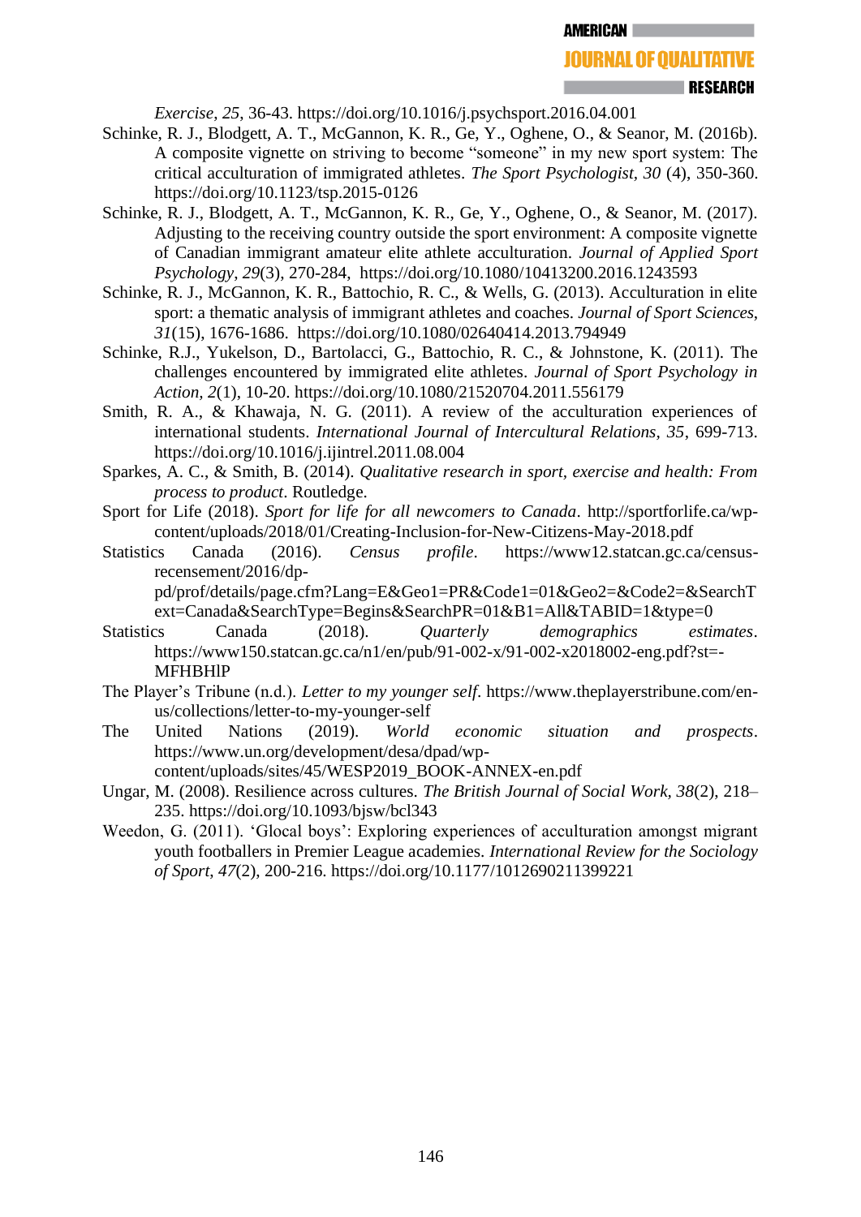*Exercise*, *25*, 36-43. https://doi.org/10.1016/j.psychsport.2016.04.001

Schinke, R. J., Blodgett, A. T., McGannon, K. R., Ge, Y., Oghene, O., & Seanor, M. (2016b). A composite vignette on striving to become "someone" in my new sport system: The critical acculturation of immigrated athletes. *The Sport Psychologist*, *30* (4), 350-360. https://doi.org/10.1123/tsp.2015-0126

Schinke, R. J., Blodgett, A. T., McGannon, K. R., Ge, Y., Oghene, O., & Seanor, M. (2017). Adjusting to the receiving country outside the sport environment: A composite vignette of Canadian immigrant amateur elite athlete acculturation. *Journal of Applied Sport Psychology*, *29*(3), 270-284, https://doi.org/10.1080/10413200.2016.1243593

Schinke, R. J., McGannon, K. R., Battochio, R. C., & Wells, G. (2013). Acculturation in elite sport: a thematic analysis of immigrant athletes and coaches. *Journal of Sport Sciences*, *31*(15), 1676-1686. https://doi.org/10.1080/02640414.2013.794949

Schinke, R.J., Yukelson, D., Bartolacci, G., Battochio, R. C., & Johnstone, K. (2011). The challenges encountered by immigrated elite athletes. *Journal of Sport Psychology in Action*, *2*(1), 10-20. https://doi.org/10.1080/21520704.2011.556179

Smith, R. A., & Khawaja, N. G. (2011). A review of the acculturation experiences of international students. *International Journal of Intercultural Relations*, *35*, 699-713. https://doi.org/10.1016/j.ijintrel.2011.08.004

Sparkes, A. C., & Smith, B. (2014). *Qualitative research in sport, exercise and health: From process to product*. Routledge.

Sport for Life (2018). *Sport for life for all newcomers to Canada*. http://sportforlife.ca/wp-content/uploads/2018/01/Creating-Inclusion-for-New-Citizens-May-2018.pdf

Statistics Canada (2016). *Census profile*. https://www12.statcan.gc.ca/census-recensement/2016/dp-pd/prof/details/page.cfm?Lang=E&Geo1=PR&Code1=01&Geo2=&Code2=&SearchText=Canada&SearchType=Begins&SearchPR=01&B1=All&TABID=1&type=0

Statistics Canada (2018). *Quarterly demographics estimates*. https://www150.statcan.gc.ca/n1/en/pub/91-002-x/91-002-x2018002-eng.pdf?st=-MFHBHlP

The Player's Tribune (n.d.). *Letter to my younger self*. https://www.theplayerstribune.com/en-us/collections/letter-to-my-younger-self

The United Nations (2019). *World economic situation and prospects*. https://www.un.org/development/desa/dpad/wp-content/uploads/sites/45/WESP2019_BOOK-ANNEX-en.pdf

Ungar, M. (2008). Resilience across cultures. *The British Journal of Social Work*, *38*(2), 218–235. https://doi.org/10.1093/bjsw/bcl343

Weedon, G. (2011). 'Glocal boys': Exploring experiences of acculturation amongst migrant youth footballers in Premier League academies. *International Review for the Sociology of Sport*, *47*(2), 200-216. https://doi.org/10.1177/1012690211399221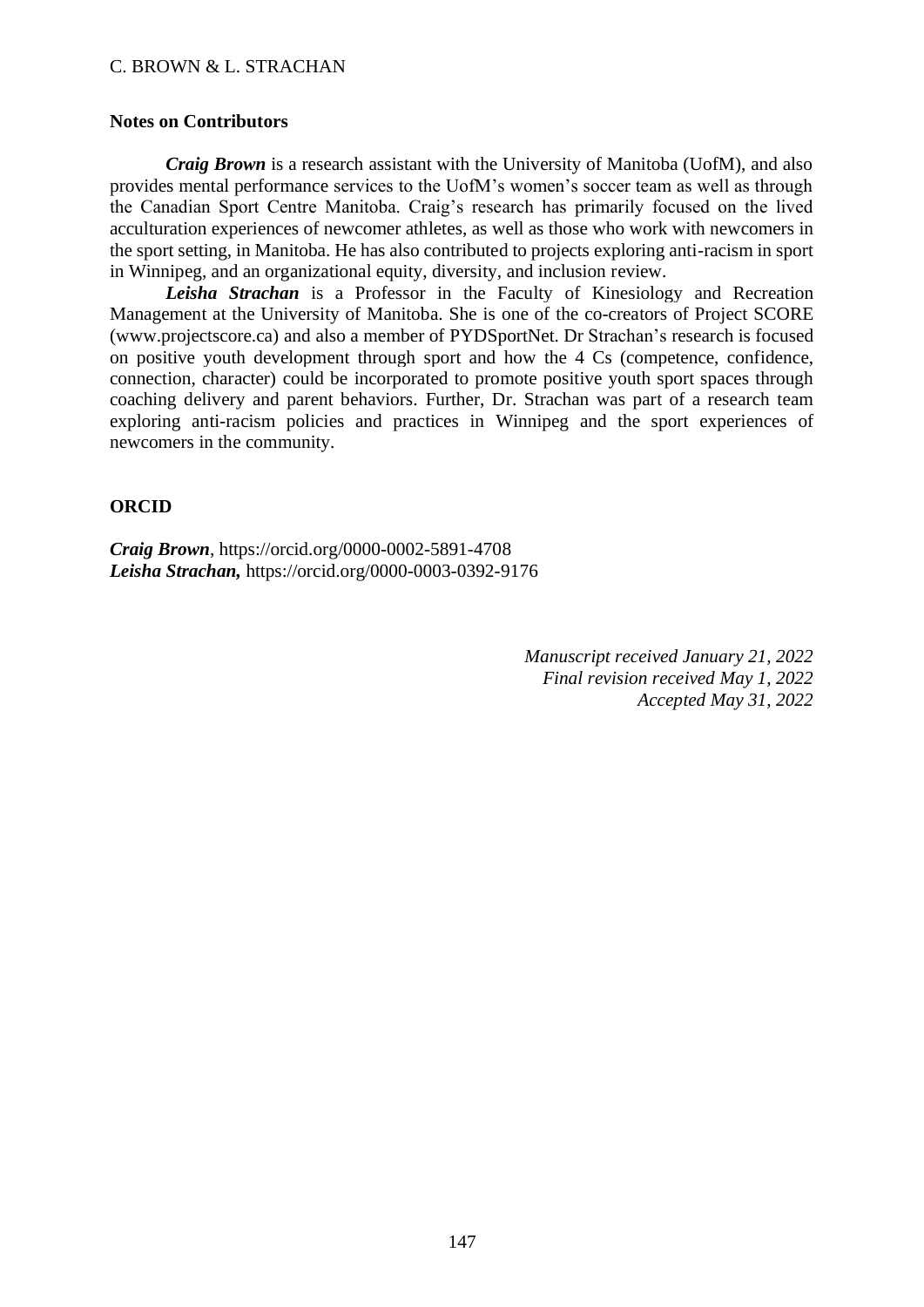## Notes on Contributors

***Craig Brown*** is a research assistant with the University of Manitoba (UofM), and also provides mental performance services to the UofM's women's soccer team as well as through the Canadian Sport Centre Manitoba. Craig's research has primarily focused on the lived acculturation experiences of newcomer athletes, as well as those who work with newcomers in the sport setting, in Manitoba. He has also contributed to projects exploring anti-racism in sport in Winnipeg, and an organizational equity, diversity, and inclusion review.

***Leisha Strachan*** is a Professor in the Faculty of Kinesiology and Recreation Management at the University of Manitoba. She is one of the co-creators of Project SCORE (www.projectscore.ca) and also a member of PYDSportNet. Dr Strachan's research is focused on positive youth development through sport and how the 4 Cs (competence, confidence, connection, character) could be incorporated to promote positive youth sport spaces through coaching delivery and parent behaviors. Further, Dr. Strachan was part of a research team exploring anti-racism policies and practices in Winnipeg and the sport experiences of newcomers in the community.

## ORCID

***Craig Brown***, https://orcid.org/0000-0002-5891-4708
***Leisha Strachan,*** https://orcid.org/0000-0003-0392-9176

*Manuscript received January 21, 2022*
*Final revision received May 1, 2022*
*Accepted May 31, 2022*